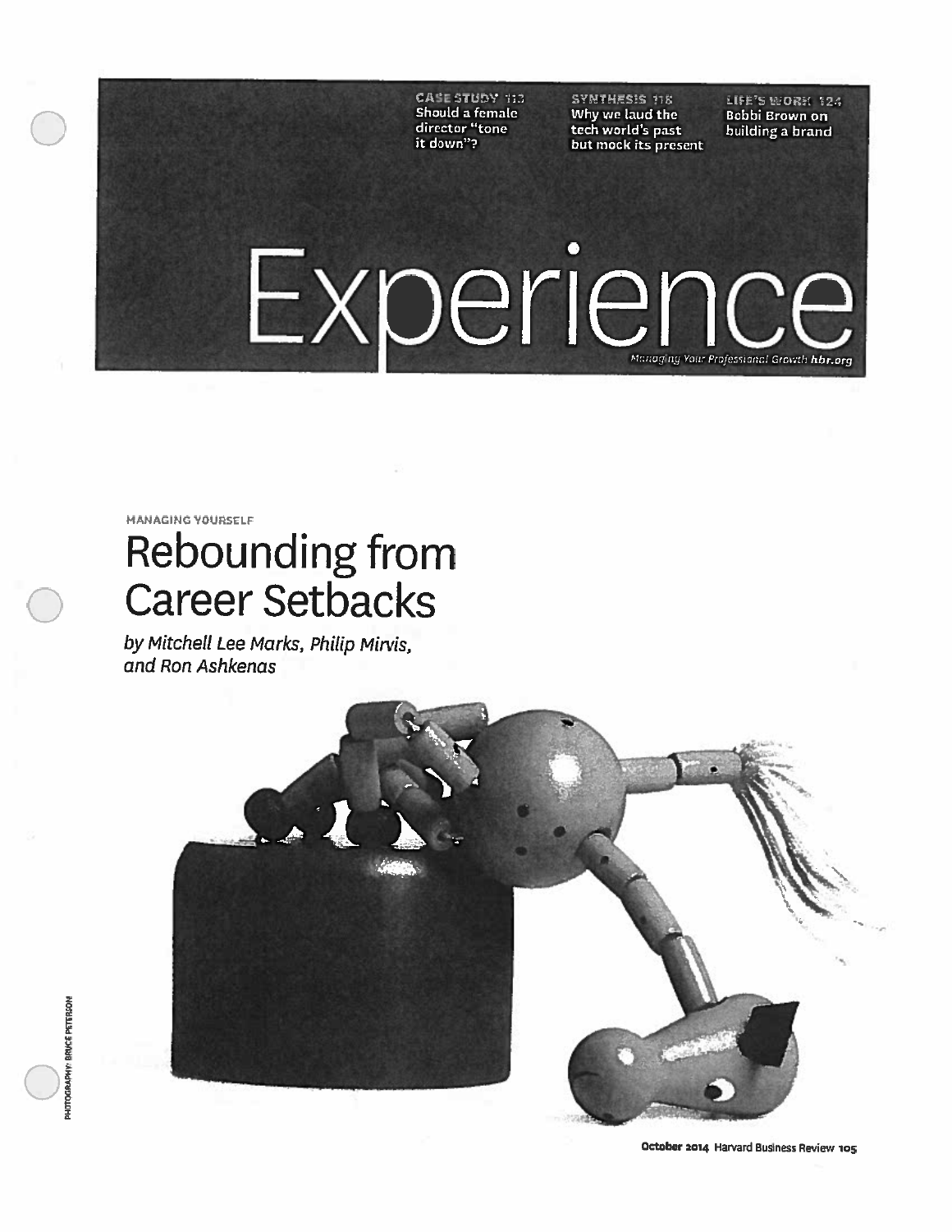CASE STUDY 113
Should a female director "tone it down"?

SYNTHESIS 118
Why we laud the tech world's past but mock its present

LIFE'S WORK 124
Bobbi Brown on building a brand

# Experience

*Managing Your Professional Growth* **hbr.org**

MANAGING YOURSELF

## Rebounding from Career Setbacks

*by Mitchell Lee Marks, Philip Mirvis, and Ron Ashkenas*

PHOTOGRAPHY: BRUCE PETERSON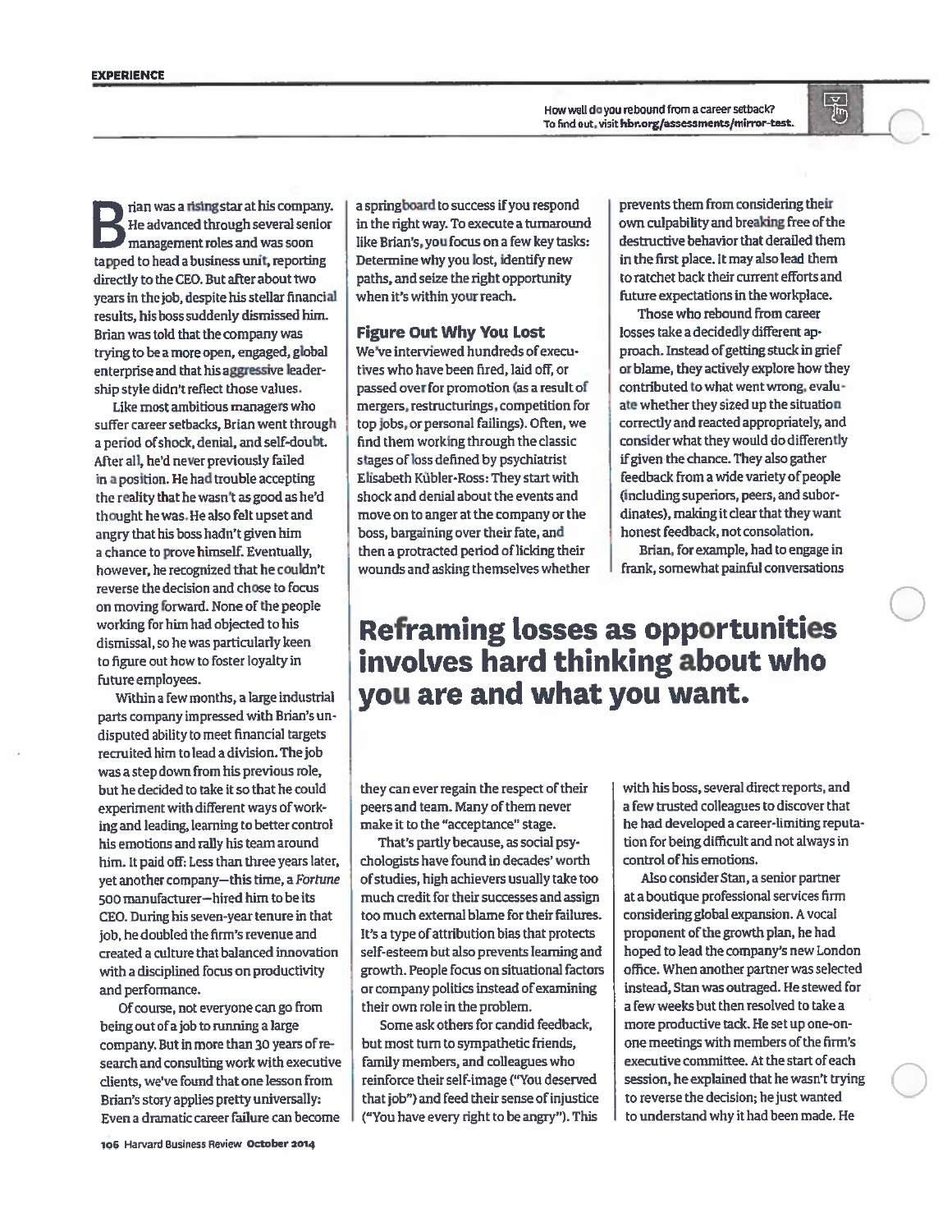How well do you rebound from a career setback? To find out, visit hbr.org/assessments/mirror-test.

Brian was a rising star at his company. He advanced through several senior management roles and was soon tapped to head a business unit, reporting directly to the CEO. But after about two years in the job, despite his stellar financial results, his boss suddenly dismissed him. Brian was told that the company was trying to be a more open, engaged, global enterprise and that his aggressive leadership style didn't reflect those values.

Like most ambitious managers who suffer career setbacks, Brian went through a period of shock, denial, and self-doubt. After all, he'd never previously failed in a position. He had trouble accepting the reality that he wasn't as good as he'd thought he was. He also felt upset and angry that his boss hadn't given him a chance to prove himself. Eventually, however, he recognized that he couldn't reverse the decision and chose to focus on moving forward. None of the people working for him had objected to his dismissal, so he was particularly keen to figure out how to foster loyalty in future employees.

Within a few months, a large industrial parts company impressed with Brian's undisputed ability to meet financial targets recruited him to lead a division. The job was a step down from his previous role, but he decided to take it so that he could experiment with different ways of working and leading, learning to better control his emotions and rally his team around him. It paid off: Less than three years later, yet another company—this time, a *Fortune* 500 manufacturer—hired him to be its CEO. During his seven-year tenure in that job, he doubled the firm's revenue and created a culture that balanced innovation with a disciplined focus on productivity and performance.

Of course, not everyone can go from being out of a job to running a large company. But in more than 30 years of research and consulting work with executive clients, we've found that one lesson from Brian's story applies pretty universally: Even a dramatic career failure can become a springboard to success if you respond in the right way. To execute a turnaround like Brian's, you focus on a few key tasks: Determine why you lost, identify new paths, and seize the right opportunity when it's within your reach.

## Figure Out Why You Lost

We've interviewed hundreds of executives who have been fired, laid off, or passed over for promotion (as a result of mergers, restructurings, competition for top jobs, or personal failings). Often, we find them working through the classic stages of loss defined by psychiatrist Elisabeth Kübler-Ross: They start with shock and denial about the events and move on to anger at the company or the boss, bargaining over their fate, and then a protracted period of licking their wounds and asking themselves whether they can ever regain the respect of their peers and team. Many of them never make it to the "acceptance" stage.

That's partly because, as social psychologists have found in decades' worth of studies, high achievers usually take too much credit for their successes and assign too much external blame for their failures. It's a type of attribution bias that protects self-esteem but also prevents learning and growth. People focus on situational factors or company politics instead of examining their own role in the problem.

Some ask others for candid feedback, but most turn to sympathetic friends, family members, and colleagues who reinforce their self-image ("You deserved that job") and feed their sense of injustice ("You have every right to be angry"). This prevents them from considering their own culpability and breaking free of the destructive behavior that derailed them in the first place. It may also lead them to ratchet back their current efforts and future expectations in the workplace.

Those who rebound from career losses take a decidedly different approach. Instead of getting stuck in grief or blame, they actively explore how they contributed to what went wrong, evaluate whether they sized up the situation correctly and reacted appropriately, and consider what they would do differently if given the chance. They also gather feedback from a wide variety of people (including superiors, peers, and subordinates), making it clear that they want honest feedback, not consolation.

Brian, for example, had to engage in frank, somewhat painful conversations with his boss, several direct reports, and a few trusted colleagues to discover that he had developed a career-limiting reputation for being difficult and not always in control of his emotions.

**Reframing losses as opportunities involves hard thinking about who you are and what you want.**

Also consider Stan, a senior partner at a boutique professional services firm considering global expansion. A vocal proponent of the growth plan, he had hoped to lead the company's new London office. When another partner was selected instead, Stan was outraged. He stewed for a few weeks but then resolved to take a more productive tack. He set up one-on-one meetings with members of the firm's executive committee. At the start of each session, he explained that he wasn't trying to reverse the decision; he just wanted to understand why it had been made. He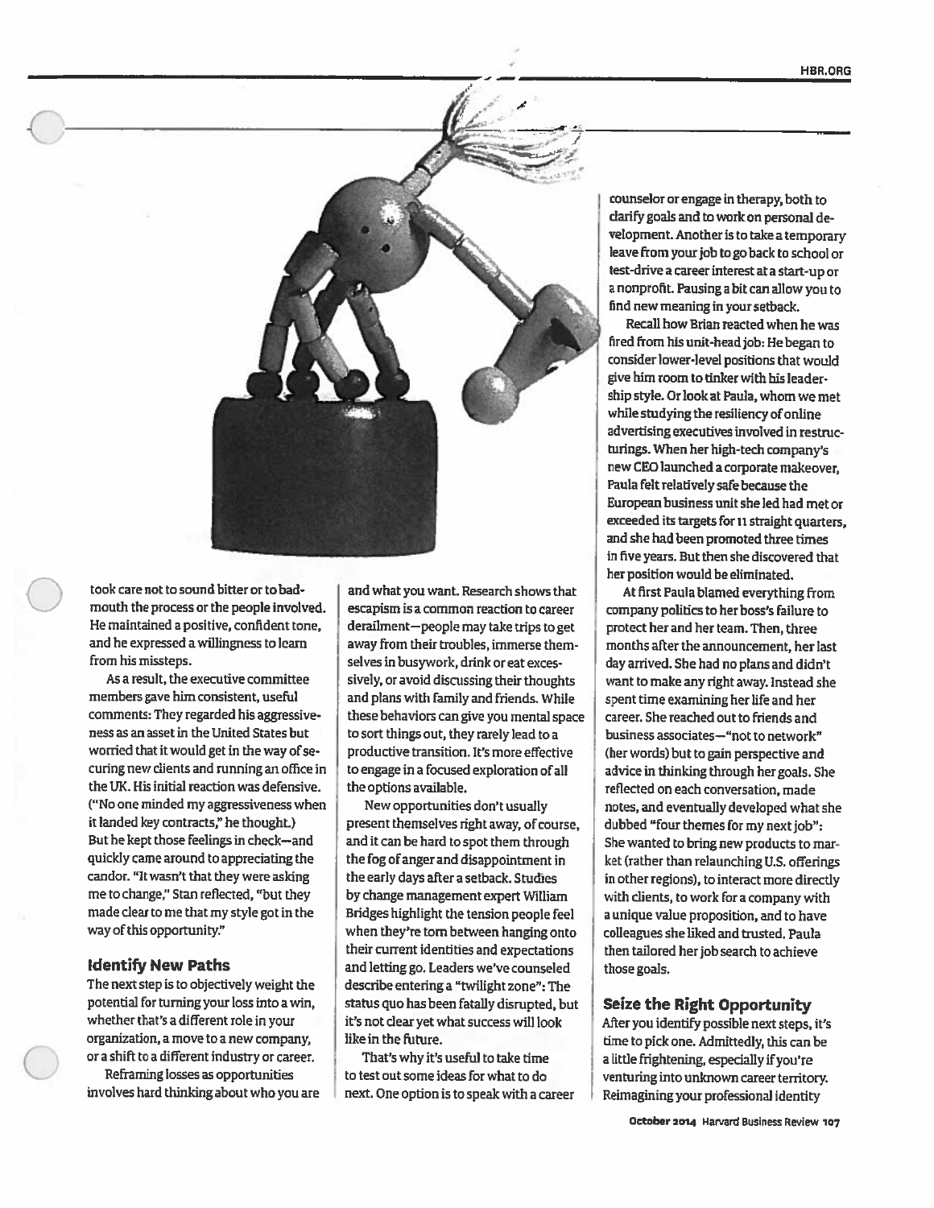took care not to sound bitter or to badmouth the process or the people involved. He maintained a positive, confident tone, and he expressed a willingness to learn from his missteps.

As a result, the executive committee members gave him consistent, useful comments: They regarded his aggressiveness as an asset in the United States but worried that it would get in the way of securing new clients and running an office in the UK. His initial reaction was defensive. ("No one minded my aggressiveness when it landed key contracts," he thought.) But he kept those feelings in check—and quickly came around to appreciating the candor. "It wasn't that they were asking me to change," Stan reflected, "but they made clear to me that my style got in the way of this opportunity."

## Identify New Paths

The next step is to objectively weight the potential for turning your loss into a win, whether that's a different role in your organization, a move to a new company, or a shift to a different industry or career.

Reframing losses as opportunities involves hard thinking about who you are and what you want. Research shows that escapism is a common reaction to career derailment—people may take trips to get away from their troubles, immerse themselves in busywork, drink or eat excessively, or avoid discussing their thoughts and plans with family and friends. While these behaviors can give you mental space to sort things out, they rarely lead to a productive transition. It's more effective to engage in a focused exploration of all the options available.

New opportunities don't usually present themselves right away, of course, and it can be hard to spot them through the fog of anger and disappointment in the early days after a setback. Studies by change management expert William Bridges highlight the tension people feel when they're torn between hanging onto their current identities and expectations and letting go. Leaders we've counseled describe entering a "twilight zone": The status quo has been fatally disrupted, but it's not clear yet what success will look like in the future.

That's why it's useful to take time to test out some ideas for what to do next. One option is to speak with a career counselor or engage in therapy, both to clarify goals and to work on personal development. Another is to take a temporary leave from your job to go back to school or test-drive a career interest at a start-up or a nonprofit. Pausing a bit can allow you to find new meaning in your setback.

Recall how Brian reacted when he was fired from his unit-head job: He began to consider lower-level positions that would give him room to tinker with his leadership style. Or look at Paula, whom we met while studying the resiliency of online advertising executives involved in restructurings. When her high-tech company's new CEO launched a corporate makeover, Paula felt relatively safe because the European business unit she led had met or exceeded its targets for 11 straight quarters, and she had been promoted three times in five years. But then she discovered that her position would be eliminated.

At first Paula blamed everything from company politics to her boss's failure to protect her and her team. Then, three months after the announcement, her last day arrived. She had no plans and didn't want to make any right away. Instead she spent time examining her life and her career. She reached out to friends and business associates—"not to network" (her words) but to gain perspective and advice in thinking through her goals. She reflected on each conversation, made notes, and eventually developed what she dubbed "four themes for my next job": She wanted to bring new products to market (rather than relaunching U.S. offerings in other regions), to interact more directly with clients, to work for a company with a unique value proposition, and to have colleagues she liked and trusted. Paula then tailored her job search to achieve those goals.

## Seize the Right Opportunity

After you identify possible next steps, it's time to pick one. Admittedly, this can be a little frightening, especially if you're venturing into unknown career territory. Reimagining your professional identity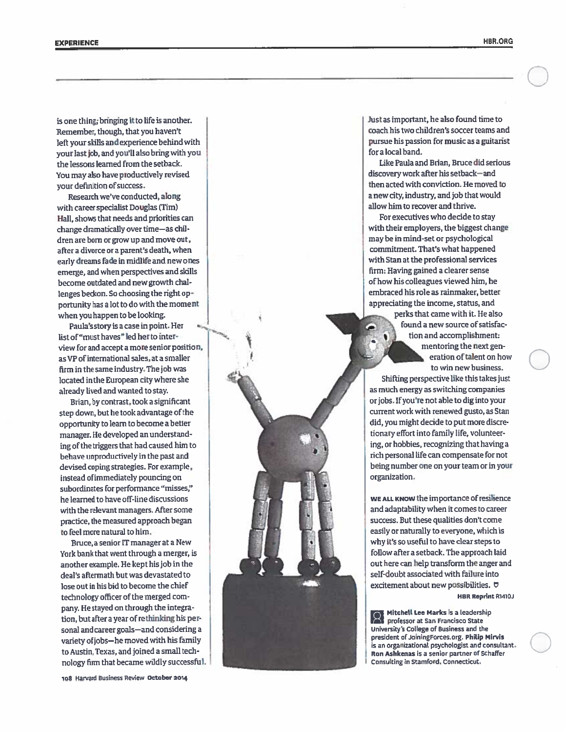is one thing; bringing it to life is another. Remember, though, that you haven't left your skills and experience behind with your last job, and you'll also bring with you the lessons learned from the setback. You may also have productively revised your definition of success.

Research we've conducted, along with career specialist Douglas (Tim) Hall, shows that needs and priorities can change dramatically over time—as children are born or grow up and move out, after a divorce or a parent's death, when early dreams fade in midlife and new ones emerge, and when perspectives and skills become outdated and new growth challenges beckon. So choosing the right opportunity has a lot to do with the moment when you happen to be looking.

Paula's story is a case in point. Her list of "must haves" led her to interview for and accept a more senior position, as VP of international sales, at a smaller firm in the same industry. The job was located in the European city where she already lived and wanted to stay.

Brian, by contrast, took a significant step down, but he took advantage of the opportunity to learn to become a better manager. He developed an understanding of the triggers that had caused him to behave unproductively in the past and devised coping strategies. For example, instead of immediately pouncing on subordinates for performance "misses," he learned to have off-line discussions with the relevant managers. After some practice, the measured approach began to feel more natural to him.

Bruce, a senior IT manager at a New York bank that went through a merger, is another example. He kept his job in the deal's aftermath but was devastated to lose out in his bid to become the chief technology officer of the merged company. He stayed on through the integration, but after a year of rethinking his personal and career goals—and considering a variety of jobs—he moved with his family to Austin, Texas, and joined a small technology firm that became wildly successful. Just as important, he also found time to coach his two children's soccer teams and pursue his passion for music as a guitarist for a local band.

Like Paula and Brian, Bruce did serious discovery work after his setback—and then acted with conviction. He moved to a new city, industry, and job that would allow him to recover and thrive.

For executives who decide to stay with their employers, the biggest change may be in mind-set or psychological commitment. That's what happened with Stan at the professional services firm: Having gained a clearer sense of how his colleagues viewed him, he embraced his role as rainmaker, better appreciating the income, status, and perks that came with it. He also found a new source of satisfaction and accomplishment: mentoring the next generation of talent on how to win new business.

Shifting perspective like this takes just as much energy as switching companies or jobs. If you're not able to dig into your current work with renewed gusto, as Stan did, you might decide to put more discretionary effort into family life, volunteering, or hobbies, recognizing that having a rich personal life can compensate for not being number one on your team or in your organization.

**WE ALL KNOW** the importance of resilience and adaptability when it comes to career success. But these qualities don't come easily or naturally to everyone, which is why it's so useful to have clear steps to follow after a setback. The approach laid out here can help transform the anger and self-doubt associated with failure into excitement about new possibilities. ▽

**HBR Reprint** R1410J

**Mitchell Lee Marks** is a leadership professor at San Francisco State University's College of Business and the president of JoiningForces.org. **Philip Mirvis** is an organizational psychologist and consultant. **Ron Ashkenas** is a senior partner of Schaffer Consulting in Stamford, Connecticut.